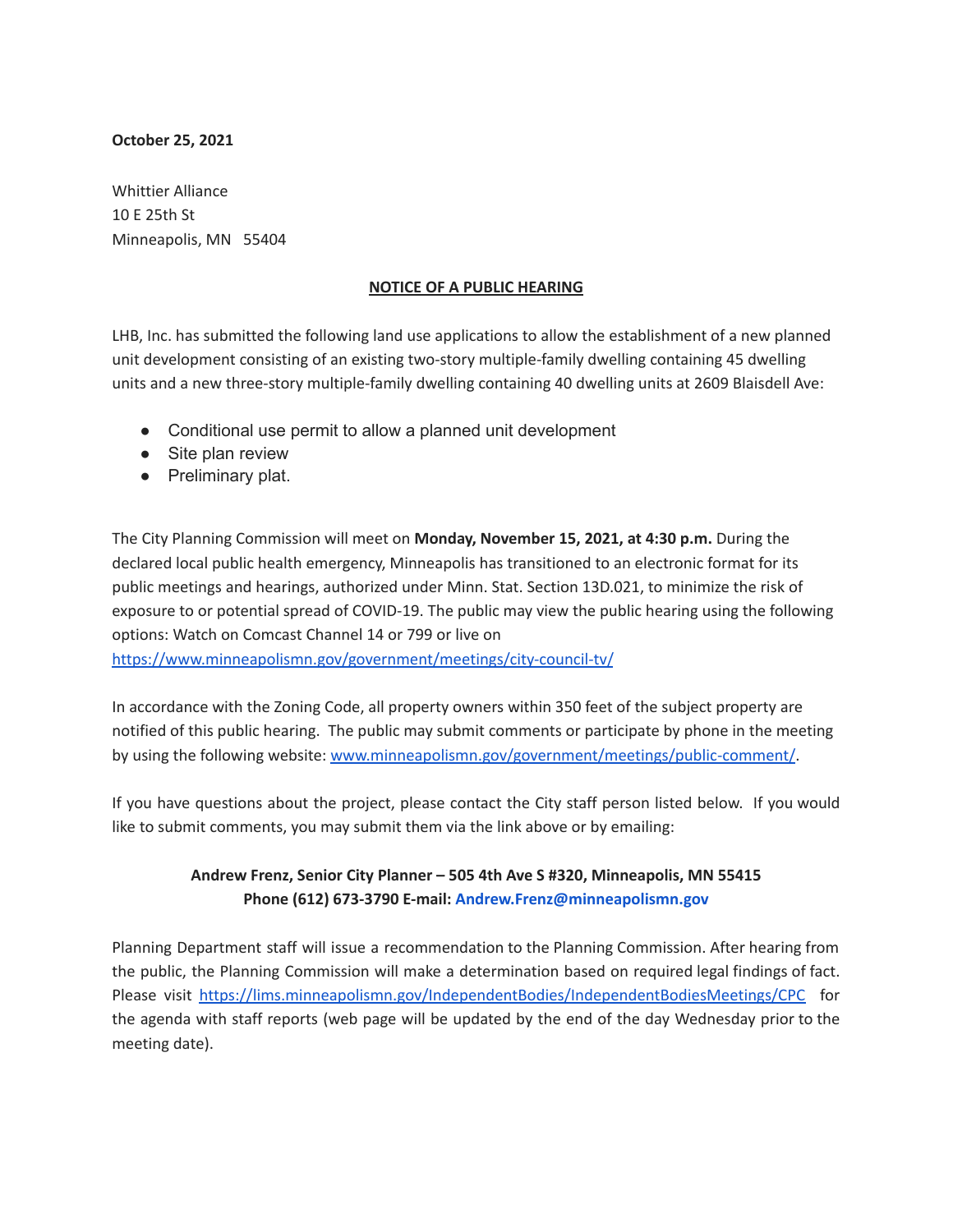**October 25, 2021**

Whittier Alliance
10 E 25th St
Minneapolis, MN 55404

**NOTICE OF A PUBLIC HEARING**

LHB, Inc. has submitted the following land use applications to allow the establishment of a new planned unit development consisting of an existing two-story multiple-family dwelling containing 45 dwelling units and a new three-story multiple-family dwelling containing 40 dwelling units at 2609 Blaisdell Ave:

- Conditional use permit to allow a planned unit development
- Site plan review
- Preliminary plat.

The City Planning Commission will meet on **Monday, November 15, 2021, at 4:30 p.m.** During the declared local public health emergency, Minneapolis has transitioned to an electronic format for its public meetings and hearings, authorized under Minn. Stat. Section 13D.021, to minimize the risk of exposure to or potential spread of COVID-19. The public may view the public hearing using the following options: Watch on Comcast Channel 14 or 799 or live on https://www.minneapolismn.gov/government/meetings/city-council-tv/

In accordance with the Zoning Code, all property owners within 350 feet of the subject property are notified of this public hearing. The public may submit comments or participate by phone in the meeting by using the following website: www.minneapolismn.gov/government/meetings/public-comment/.

If you have questions about the project, please contact the City staff person listed below. If you would like to submit comments, you may submit them via the link above or by emailing:

**Andrew Frenz, Senior City Planner – 505 4th Ave S #320, Minneapolis, MN 55415**
**Phone (612) 673-3790 E-mail: Andrew.Frenz@minneapolismn.gov**

Planning Department staff will issue a recommendation to the Planning Commission. After hearing from the public, the Planning Commission will make a determination based on required legal findings of fact. Please visit https://lims.minneapolismn.gov/IndependentBodies/IndependentBodiesMeetings/CPC for the agenda with staff reports (web page will be updated by the end of the day Wednesday prior to the meeting date).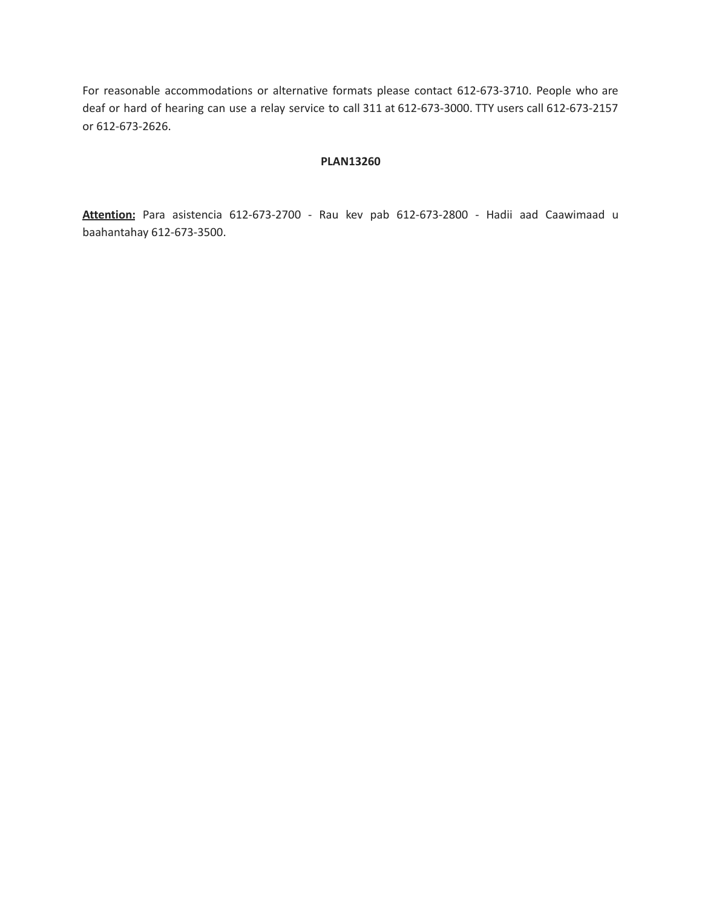For reasonable accommodations or alternative formats please contact 612-673-3710. People who are deaf or hard of hearing can use a relay service to call 311 at 612-673-3000. TTY users call 612-673-2157 or 612-673-2626.

**PLAN13260**

**Attention:** Para asistencia 612-673-2700 - Rau kev pab 612-673-2800 - Hadii aad Caawimaad u baahantahay 612-673-3500.